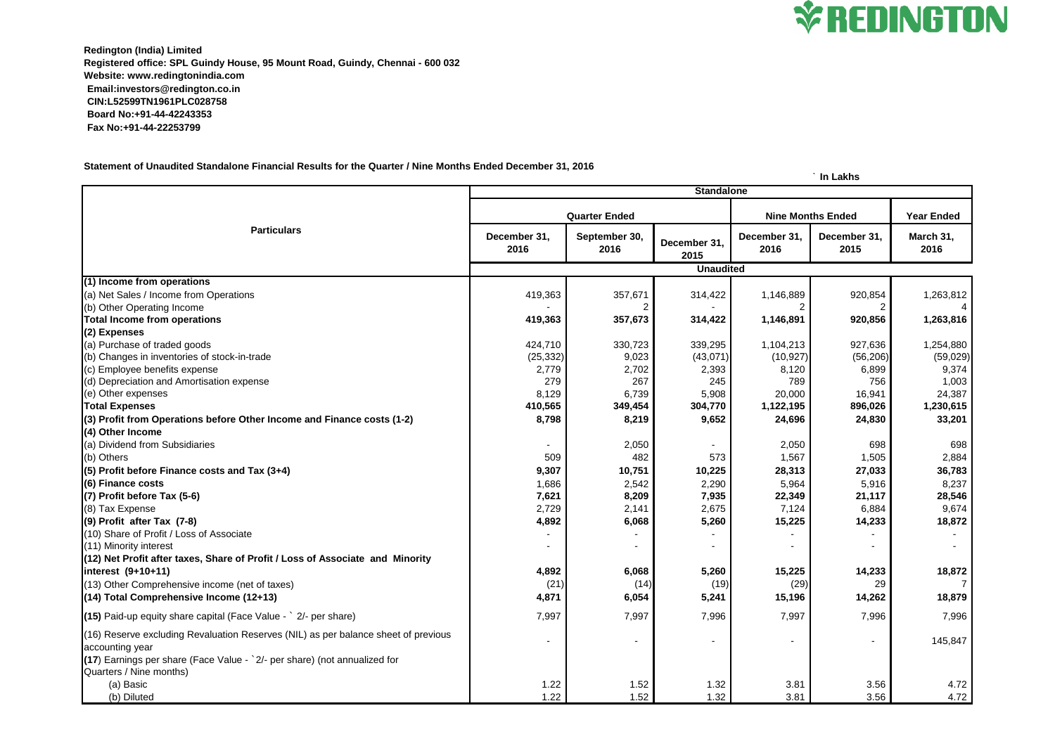REDINGTON

**Redington (India) Limited**
**Registered office: SPL Guindy House, 95 Mount Road, Guindy, Chennai - 600 032**
**Website: www.redingtonindia.com**
**Email:investors@redington.co.in**
**CIN:L52599TN1961PLC028758**
**Board No:+91-44-42243353**
**Fax No:+91-44-22253799**

**Statement of Unaudited Standalone Financial Results for the Quarter / Nine Months Ended December 31, 2016**

` In Lakhs

| Particulars | Standalone | | | | | |
|---|---|---|---|---|---|---|
| | Quarter Ended | | | Nine Months Ended | | Year Ended |
| | December 31, 2016 | September 30, 2016 | December 31, 2015 | December 31, 2016 | December 31, 2015 | March 31, 2016 |
| | Unaudited | | | | | |
| **(1) Income from operations** | | | | | | |
| (a) Net Sales / Income from Operations | 419,363 | 357,671 | 314,422 | 1,146,889 | 920,854 | 1,263,812 |
| (b) Other Operating Income | - | 2 | - | 2 | 2 | 4 |
| **Total Income from operations** | **419,363** | **357,673** | **314,422** | **1,146,891** | **920,856** | **1,263,816** |
| **(2) Expenses** | | | | | | |
| (a) Purchase of traded goods | 424,710 | 330,723 | 339,295 | 1,104,213 | 927,636 | 1,254,880 |
| (b) Changes in inventories of stock-in-trade | (25,332) | 9,023 | (43,071) | (10,927) | (56,206) | (59,029) |
| (c) Employee benefits expense | 2,779 | 2,702 | 2,393 | 8,120 | 6,899 | 9,374 |
| (d) Depreciation and Amortisation expense | 279 | 267 | 245 | 789 | 756 | 1,003 |
| (e) Other expenses | 8,129 | 6,739 | 5,908 | 20,000 | 16,941 | 24,387 |
| **Total Expenses** | **410,565** | **349,454** | **304,770** | **1,122,195** | **896,026** | **1,230,615** |
| **(3) Profit from Operations before Other Income and Finance costs (1-2)** | **8,798** | **8,219** | **9,652** | **24,696** | **24,830** | **33,201** |
| **(4) Other Income** | | | | | | |
| (a) Dividend from Subsidiaries | - | 2,050 | - | 2,050 | 698 | 698 |
| (b) Others | 509 | 482 | 573 | 1,567 | 1,505 | 2,884 |
| **(5) Profit before Finance costs and Tax (3+4)** | **9,307** | **10,751** | **10,225** | **28,313** | **27,033** | **36,783** |
| **(6) Finance costs** | 1,686 | 2,542 | 2,290 | 5,964 | 5,916 | 8,237 |
| **(7) Profit before Tax (5-6)** | **7,621** | **8,209** | **7,935** | **22,349** | **21,117** | **28,546** |
| (8) Tax Expense | 2,729 | 2,141 | 2,675 | 7,124 | 6,884 | 9,674 |
| **(9) Profit after Tax (7-8)** | **4,892** | **6,068** | **5,260** | **15,225** | **14,233** | **18,872** |
| (10) Share of Profit / Loss of Associate | - | - | - | - | - | - |
| (11) Minority interest | - | - | - | - | - | - |
| **(12) Net Profit after taxes, Share of Profit / Loss of Associate and Minority interest (9+10+11)** | **4,892** | **6,068** | **5,260** | **15,225** | **14,233** | **18,872** |
| (13) Other Comprehensive income (net of taxes) | (21) | (14) | (19) | (29) | 29 | 7 |
| **(14) Total Comprehensive Income (12+13)** | **4,871** | **6,054** | **5,241** | **15,196** | **14,262** | **18,879** |
| **(15)** Paid-up equity share capital (Face Value - ` 2/- per share) | 7,997 | 7,997 | 7,996 | 7,997 | 7,996 | 7,996 |
| (16) Reserve excluding Revaluation Reserves (NIL) as per balance sheet of previous accounting year | - | - | - | - | - | 145,847 |
| **(17**) Earnings per share (Face Value - `2/- per share) (not annualized for Quarters / Nine months) | | | | | | |
| (a) Basic | 1.22 | 1.52 | 1.32 | 3.81 | 3.56 | 4.72 |
| (b) Diluted | 1.22 | 1.52 | 1.32 | 3.81 | 3.56 | 4.72 |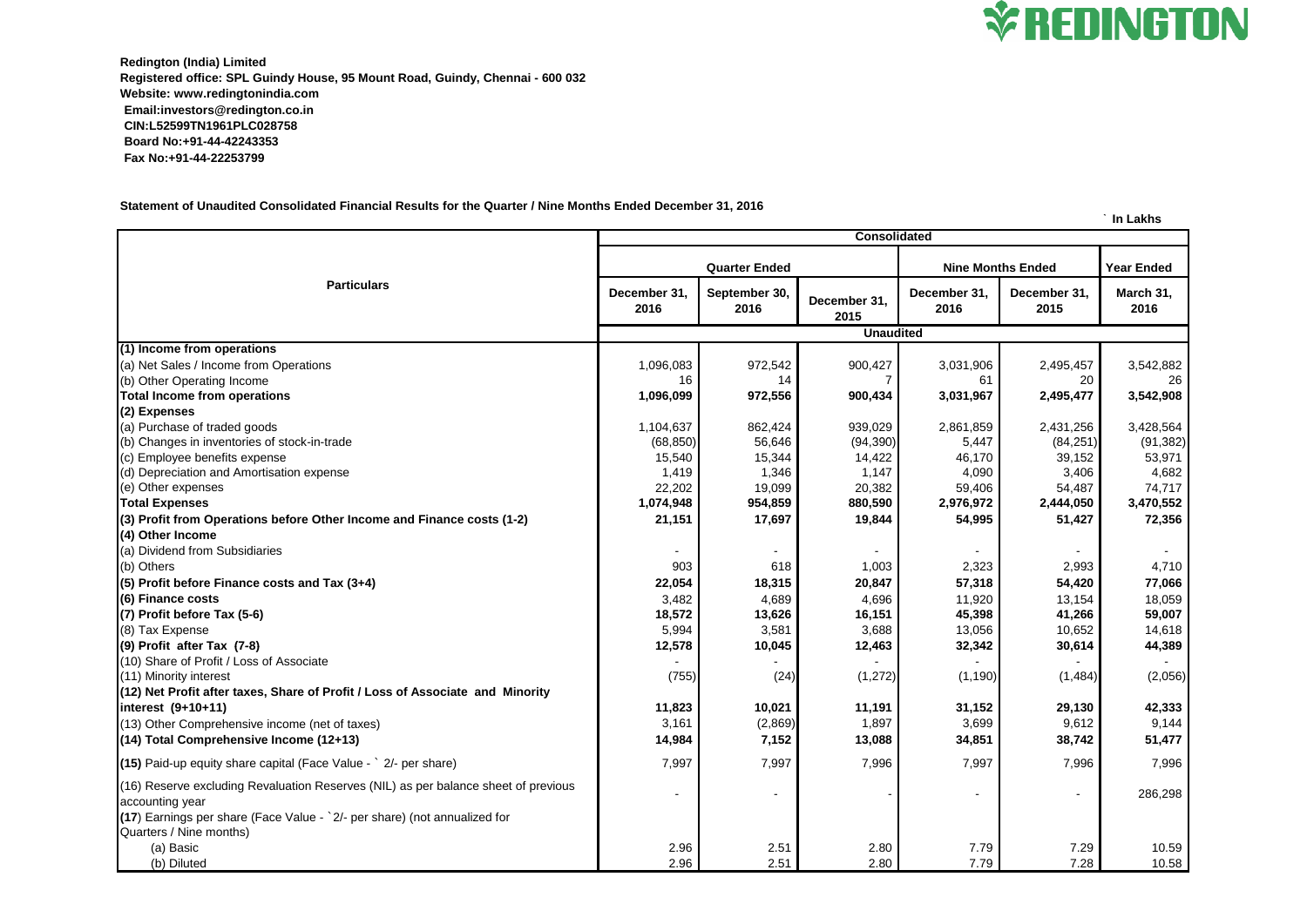**Redington (India) Limited**
**Registered office: SPL Guindy House, 95 Mount Road, Guindy, Chennai - 600 032**
**Website: www.redingtonindia.com**
**Email:investors@redington.co.in**
**CIN:L52599TN1961PLC028758**
**Board No:+91-44-42243353**
**Fax No:+91-44-22253799**

**Statement of Unaudited Consolidated Financial Results for the Quarter / Nine Months Ended December 31, 2016**

` In Lakhs

| Particulars | Consolidated | | | | | |
|---|---|---|---|---|---|---|
| | Quarter Ended | | | Nine Months Ended | | Year Ended |
| | December 31, 2016 | September 30, 2016 | December 31, 2015 | December 31, 2016 | December 31, 2015 | March 31, 2016 |
| | Unaudited | | | | | |
| **(1) Income from operations** | | | | | | |
| (a) Net Sales / Income from Operations | 1,096,083 | 972,542 | 900,427 | 3,031,906 | 2,495,457 | 3,542,882 |
| (b) Other Operating Income | 16 | 14 | 7 | 61 | 20 | 26 |
| **Total Income from operations** | **1,096,099** | **972,556** | **900,434** | **3,031,967** | **2,495,477** | **3,542,908** |
| **(2) Expenses** | | | | | | |
| (a) Purchase of traded goods | 1,104,637 | 862,424 | 939,029 | 2,861,859 | 2,431,256 | 3,428,564 |
| (b) Changes in inventories of stock-in-trade | (68,850) | 56,646 | (94,390) | 5,447 | (84,251) | (91,382) |
| (c) Employee benefits expense | 15,540 | 15,344 | 14,422 | 46,170 | 39,152 | 53,971 |
| (d) Depreciation and Amortisation expense | 1,419 | 1,346 | 1,147 | 4,090 | 3,406 | 4,682 |
| (e) Other expenses | 22,202 | 19,099 | 20,382 | 59,406 | 54,487 | 74,717 |
| **Total Expenses** | **1,074,948** | **954,859** | **880,590** | **2,976,972** | **2,444,050** | **3,470,552** |
| **(3) Profit from Operations before Other Income and Finance costs (1-2)** | **21,151** | **17,697** | **19,844** | **54,995** | **51,427** | **72,356** |
| **(4) Other Income** | | | | | | |
| (a) Dividend from Subsidiaries | - | - | - | - | - | - |
| (b) Others | 903 | 618 | 1,003 | 2,323 | 2,993 | 4,710 |
| **(5) Profit before Finance costs and Tax (3+4)** | **22,054** | **18,315** | **20,847** | **57,318** | **54,420** | **77,066** |
| **(6) Finance costs** | 3,482 | 4,689 | 4,696 | 11,920 | 13,154 | 18,059 |
| **(7) Profit before Tax (5-6)** | **18,572** | **13,626** | **16,151** | **45,398** | **41,266** | **59,007** |
| (8) Tax Expense | 5,994 | 3,581 | 3,688 | 13,056 | 10,652 | 14,618 |
| **(9) Profit after Tax (7-8)** | **12,578** | **10,045** | **12,463** | **32,342** | **30,614** | **44,389** |
| (10) Share of Profit / Loss of Associate | - | - | - | - | - | - |
| (11) Minority interest | (755) | (24) | (1,272) | (1,190) | (1,484) | (2,056) |
| **(12) Net Profit after taxes, Share of Profit / Loss of Associate and Minority interest (9+10+11)** | **11,823** | **10,021** | **11,191** | **31,152** | **29,130** | **42,333** |
| (13) Other Comprehensive income (net of taxes) | 3,161 | (2,869) | 1,897 | 3,699 | 9,612 | 9,144 |
| **(14) Total Comprehensive Income (12+13)** | **14,984** | **7,152** | **13,088** | **34,851** | **38,742** | **51,477** |
| **(15)** Paid-up equity share capital (Face Value - ` 2/- per share) | 7,997 | 7,997 | 7,996 | 7,997 | 7,996 | 7,996 |
| (16) Reserve excluding Revaluation Reserves (NIL) as per balance sheet of previous accounting year | - | - | - | - | - | 286,298 |
| **(17)** Earnings per share (Face Value - `2/- per share) (not annualized for Quarters / Nine months) | | | | | | |
| (a) Basic | 2.96 | 2.51 | 2.80 | 7.79 | 7.29 | 10.59 |
| (b) Diluted | 2.96 | 2.51 | 2.80 | 7.79 | 7.28 | 10.58 |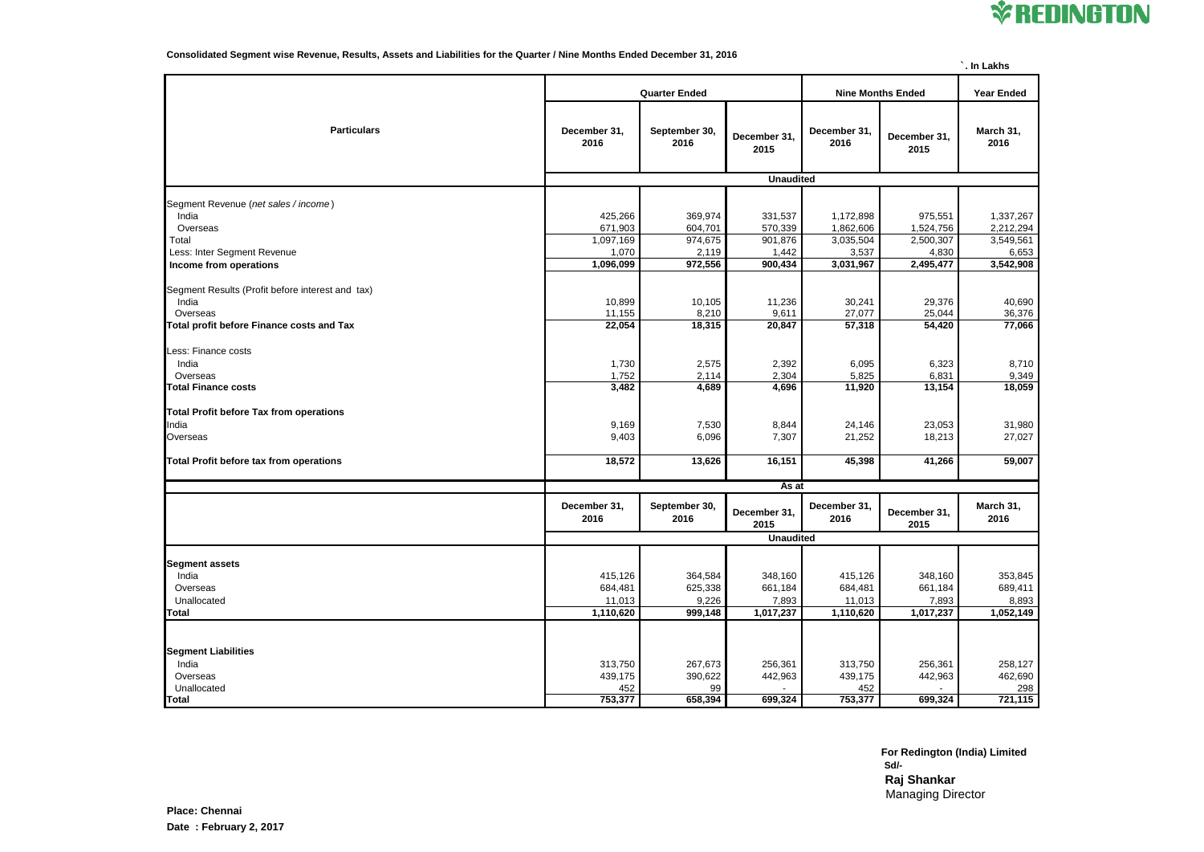**Consolidated Segment wise Revenue, Results, Assets and Liabilities for the Quarter / Nine Months Ended December 31, 2016**

`. In Lakhs

| Particulars | Quarter Ended | | | Nine Months Ended | | Year Ended |
|---|---|---|---|---|---|---|
| | December 31, 2016 | September 30, 2016 | December 31, 2015 | December 31, 2016 | December 31, 2015 | March 31, 2016 |
| | Unaudited | | | | | |
| Segment Revenue (*net sales / income*) | | | | | | |
| India | 425,266 | 369,974 | 331,537 | 1,172,898 | 975,551 | 1,337,267 |
| Overseas | 671,903 | 604,701 | 570,339 | 1,862,606 | 1,524,756 | 2,212,294 |
| Total | 1,097,169 | 974,675 | 901,876 | 3,035,504 | 2,500,307 | 3,549,561 |
| Less: Inter Segment Revenue | 1,070 | 2,119 | 1,442 | 3,537 | 4,830 | 6,653 |
| **Income from operations** | **1,096,099** | **972,556** | **900,434** | **3,031,967** | **2,495,477** | **3,542,908** |
| Segment Results (Profit before interest and tax) | | | | | | |
| India | 10,899 | 10,105 | 11,236 | 30,241 | 29,376 | 40,690 |
| Overseas | 11,155 | 8,210 | 9,611 | 27,077 | 25,044 | 36,376 |
| **Total profit before Finance costs and Tax** | **22,054** | **18,315** | **20,847** | **57,318** | **54,420** | **77,066** |
| Less: Finance costs | | | | | | |
| India | 1,730 | 2,575 | 2,392 | 6,095 | 6,323 | 8,710 |
| Overseas | 1,752 | 2,114 | 2,304 | 5,825 | 6,831 | 9,349 |
| **Total Finance costs** | **3,482** | **4,689** | **4,696** | **11,920** | **13,154** | **18,059** |
| **Total Profit before Tax from operations** | | | | | | |
| India | 9,169 | 7,530 | 8,844 | 24,146 | 23,053 | 31,980 |
| Overseas | 9,403 | 6,096 | 7,307 | 21,252 | 18,213 | 27,027 |
| **Total Profit before tax from operations** | **18,572** | **13,626** | **16,151** | **45,398** | **41,266** | **59,007** |

| | As at | | | | | |
|---|---|---|---|---|---|---|
| | December 31, 2016 | September 30, 2016 | December 31, 2015 | December 31, 2016 | December 31, 2015 | March 31, 2016 |
| | Unaudited | | | | | |
| **Segment assets** | | | | | | |
| India | 415,126 | 364,584 | 348,160 | 415,126 | 348,160 | 353,845 |
| Overseas | 684,481 | 625,338 | 661,184 | 684,481 | 661,184 | 689,411 |
| Unallocated | 11,013 | 9,226 | 7,893 | 11,013 | 7,893 | 8,893 |
| **Total** | **1,110,620** | **999,148** | **1,017,237** | **1,110,620** | **1,017,237** | **1,052,149** |
| **Segment Liabilities** | | | | | | |
| India | 313,750 | 267,673 | 256,361 | 313,750 | 256,361 | 258,127 |
| Overseas | 439,175 | 390,622 | 442,963 | 439,175 | 442,963 | 462,690 |
| Unallocated | 452 | 99 | - | 452 | - | 298 |
| **Total** | **753,377** | **658,394** | **699,324** | **753,377** | **699,324** | **721,115** |

**For Redington (India) Limited**
**Sd/-**
**Raj Shankar**
Managing Director

**Place: Chennai**
**Date : February 2, 2017**